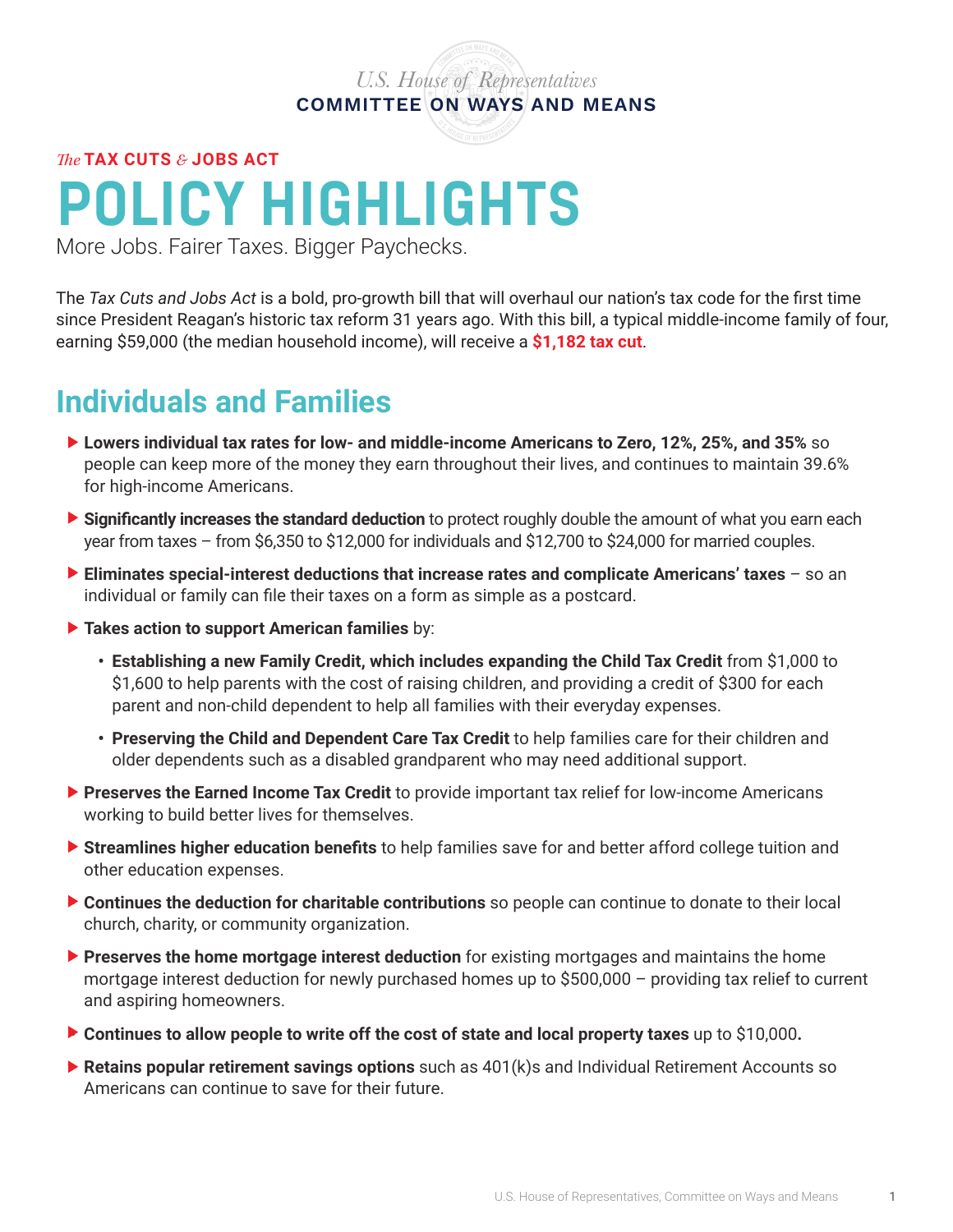U.S. House of Representatives
**COMMITTEE ON WAYS AND MEANS**

*The* **TAX CUTS & JOBS ACT**

# POLICY HIGHLIGHTS

More Jobs. Fairer Taxes. Bigger Paychecks.

The *Tax Cuts and Jobs Act* is a bold, pro-growth bill that will overhaul our nation's tax code for the first time since President Reagan's historic tax reform 31 years ago. With this bill, a typical middle-income family of four, earning $59,000 (the median household income), will receive a **$1,182 tax cut**.

## Individuals and Families

- **Lowers individual tax rates for low- and middle-income Americans to Zero, 12%, 25%, and 35%** so people can keep more of the money they earn throughout their lives, and continues to maintain 39.6% for high-income Americans.
- **Significantly increases the standard deduction** to protect roughly double the amount of what you earn each year from taxes – from $6,350 to $12,000 for individuals and $12,700 to $24,000 for married couples.
- **Eliminates special-interest deductions that increase rates and complicate Americans' taxes** – so an individual or family can file their taxes on a form as simple as a postcard.
- **Takes action to support American families** by:
  - **Establishing a new Family Credit, which includes expanding the Child Tax Credit** from $1,000 to $1,600 to help parents with the cost of raising children, and providing a credit of $300 for each parent and non-child dependent to help all families with their everyday expenses.
  - **Preserving the Child and Dependent Care Tax Credit** to help families care for their children and older dependents such as a disabled grandparent who may need additional support.
- **Preserves the Earned Income Tax Credit** to provide important tax relief for low-income Americans working to build better lives for themselves.
- **Streamlines higher education benefits** to help families save for and better afford college tuition and other education expenses.
- **Continues the deduction for charitable contributions** so people can continue to donate to their local church, charity, or community organization.
- **Preserves the home mortgage interest deduction** for existing mortgages and maintains the home mortgage interest deduction for newly purchased homes up to $500,000 – providing tax relief to current and aspiring homeowners.
- **Continues to allow people to write off the cost of state and local property taxes** up to $10,000**.**
- **Retains popular retirement savings options** such as 401(k)s and Individual Retirement Accounts so Americans can continue to save for their future.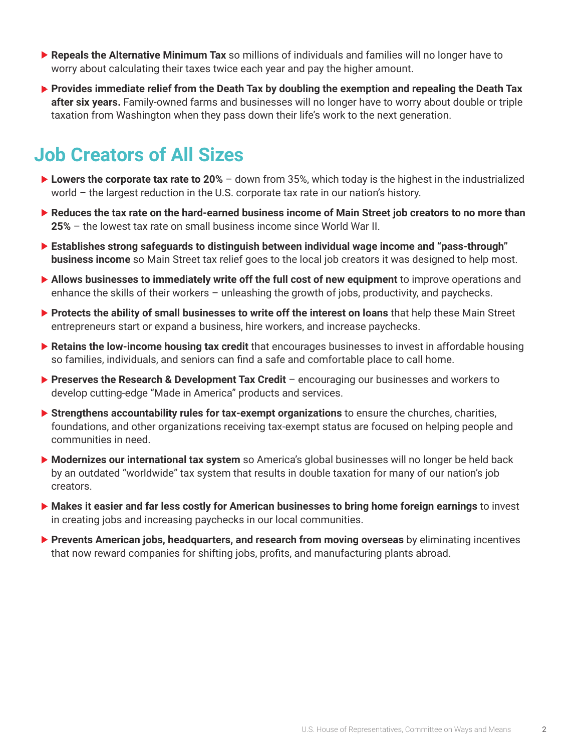- **Repeals the Alternative Minimum Tax** so millions of individuals and families will no longer have to worry about calculating their taxes twice each year and pay the higher amount.
- **Provides immediate relief from the Death Tax by doubling the exemption and repealing the Death Tax after six years.** Family-owned farms and businesses will no longer have to worry about double or triple taxation from Washington when they pass down their life's work to the next generation.

## Job Creators of All Sizes

- **Lowers the corporate tax rate to 20%** – down from 35%, which today is the highest in the industrialized world – the largest reduction in the U.S. corporate tax rate in our nation's history.
- **Reduces the tax rate on the hard-earned business income of Main Street job creators to no more than 25%** – the lowest tax rate on small business income since World War II.
- **Establishes strong safeguards to distinguish between individual wage income and "pass-through" business income** so Main Street tax relief goes to the local job creators it was designed to help most.
- **Allows businesses to immediately write off the full cost of new equipment** to improve operations and enhance the skills of their workers – unleashing the growth of jobs, productivity, and paychecks.
- **Protects the ability of small businesses to write off the interest on loans** that help these Main Street entrepreneurs start or expand a business, hire workers, and increase paychecks.
- **Retains the low-income housing tax credit** that encourages businesses to invest in affordable housing so families, individuals, and seniors can find a safe and comfortable place to call home.
- **Preserves the Research & Development Tax Credit** – encouraging our businesses and workers to develop cutting-edge "Made in America" products and services.
- **Strengthens accountability rules for tax-exempt organizations** to ensure the churches, charities, foundations, and other organizations receiving tax-exempt status are focused on helping people and communities in need.
- **Modernizes our international tax system** so America's global businesses will no longer be held back by an outdated "worldwide" tax system that results in double taxation for many of our nation's job creators.
- **Makes it easier and far less costly for American businesses to bring home foreign earnings** to invest in creating jobs and increasing paychecks in our local communities.
- **Prevents American jobs, headquarters, and research from moving overseas** by eliminating incentives that now reward companies for shifting jobs, profits, and manufacturing plants abroad.